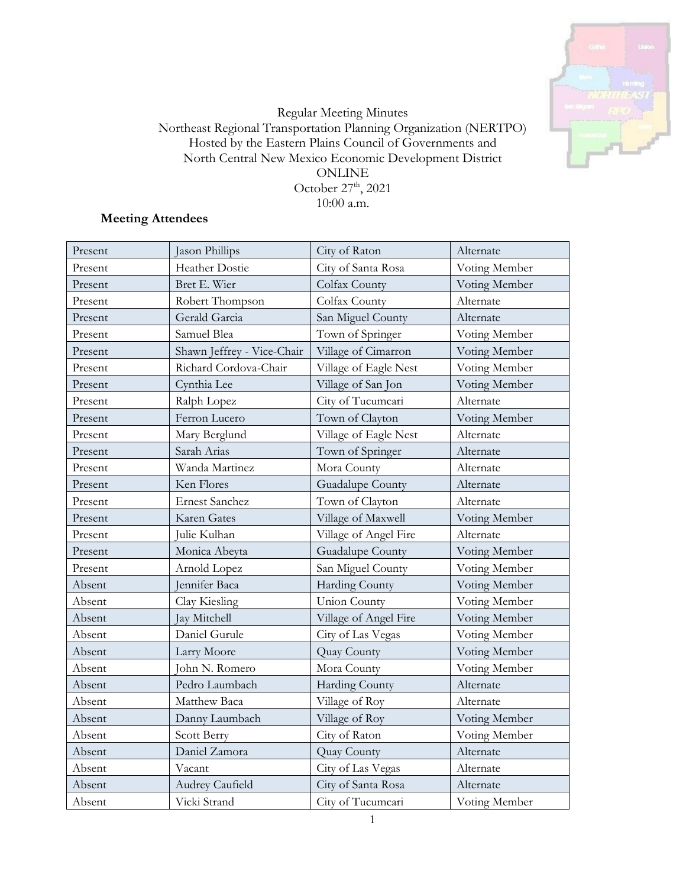Regular Meeting Minutes
Northeast Regional Transportation Planning Organization (NERTPO)
Hosted by the Eastern Plains Council of Governments and
North Central New Mexico Economic Development District
ONLINE
October 27th, 2021
10:00 a.m.

**Meeting Attendees**

| | | | |
|---|---|---|---|
| Present | Jason Phillips | City of Raton | Alternate |
| Present | Heather Dostie | City of Santa Rosa | Voting Member |
| Present | Bret E. Wier | Colfax County | Voting Member |
| Present | Robert Thompson | Colfax County | Alternate |
| Present | Gerald Garcia | San Miguel County | Alternate |
| Present | Samuel Blea | Town of Springer | Voting Member |
| Present | Shawn Jeffrey - Vice-Chair | Village of Cimarron | Voting Member |
| Present | Richard Cordova-Chair | Village of Eagle Nest | Voting Member |
| Present | Cynthia Lee | Village of San Jon | Voting Member |
| Present | Ralph Lopez | City of Tucumcari | Alternate |
| Present | Ferron Lucero | Town of Clayton | Voting Member |
| Present | Mary Berglund | Village of Eagle Nest | Alternate |
| Present | Sarah Arias | Town of Springer | Alternate |
| Present | Wanda Martinez | Mora County | Alternate |
| Present | Ken Flores | Guadalupe County | Alternate |
| Present | Ernest Sanchez | Town of Clayton | Alternate |
| Present | Karen Gates | Village of Maxwell | Voting Member |
| Present | Julie Kulhan | Village of Angel Fire | Alternate |
| Present | Monica Abeyta | Guadalupe County | Voting Member |
| Present | Arnold Lopez | San Miguel County | Voting Member |
| Absent | Jennifer Baca | Harding County | Voting Member |
| Absent | Clay Kiesling | Union County | Voting Member |
| Absent | Jay Mitchell | Village of Angel Fire | Voting Member |
| Absent | Daniel Gurule | City of Las Vegas | Voting Member |
| Absent | Larry Moore | Quay County | Voting Member |
| Absent | John N. Romero | Mora County | Voting Member |
| Absent | Pedro Laumbach | Harding County | Alternate |
| Absent | Matthew Baca | Village of Roy | Alternate |
| Absent | Danny Laumbach | Village of Roy | Voting Member |
| Absent | Scott Berry | City of Raton | Voting Member |
| Absent | Daniel Zamora | Quay County | Alternate |
| Absent | Vacant | City of Las Vegas | Alternate |
| Absent | Audrey Caufield | City of Santa Rosa | Alternate |
| Absent | Vicki Strand | City of Tucumcari | Voting Member |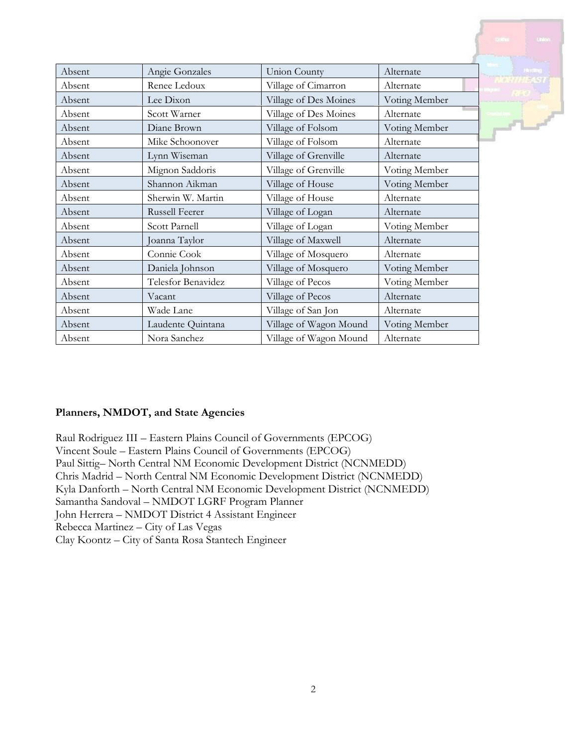| Absent | Angie Gonzales | Union County | Alternate |
|---|---|---|---|
| Absent | Renee Ledoux | Village of Cimarron | Alternate |
| Absent | Lee Dixon | Village of Des Moines | Voting Member |
| Absent | Scott Warner | Village of Des Moines | Alternate |
| Absent | Diane Brown | Village of Folsom | Voting Member |
| Absent | Mike Schoonover | Village of Folsom | Alternate |
| Absent | Lynn Wiseman | Village of Grenville | Alternate |
| Absent | Mignon Saddoris | Village of Grenville | Voting Member |
| Absent | Shannon Aikman | Village of House | Voting Member |
| Absent | Sherwin W. Martin | Village of House | Alternate |
| Absent | Russell Feerer | Village of Logan | Alternate |
| Absent | Scott Parnell | Village of Logan | Voting Member |
| Absent | Joanna Taylor | Village of Maxwell | Alternate |
| Absent | Connie Cook | Village of Mosquero | Alternate |
| Absent | Daniela Johnson | Village of Mosquero | Voting Member |
| Absent | Telesfor Benavidez | Village of Pecos | Voting Member |
| Absent | Vacant | Village of Pecos | Alternate |
| Absent | Wade Lane | Village of San Jon | Alternate |
| Absent | Laudente Quintana | Village of Wagon Mound | Voting Member |
| Absent | Nora Sanchez | Village of Wagon Mound | Alternate |

**Planners, NMDOT, and State Agencies**

Raul Rodriguez III – Eastern Plains Council of Governments (EPCOG)
Vincent Soule – Eastern Plains Council of Governments (EPCOG)
Paul Sittig– North Central NM Economic Development District (NCNMEDD)
Chris Madrid – North Central NM Economic Development District (NCNMEDD)
Kyla Danforth – North Central NM Economic Development District (NCNMEDD)
Samantha Sandoval – NMDOT LGRF Program Planner
John Herrera – NMDOT District 4 Assistant Engineer
Rebecca Martinez – City of Las Vegas
Clay Koontz – City of Santa Rosa Stantech Engineer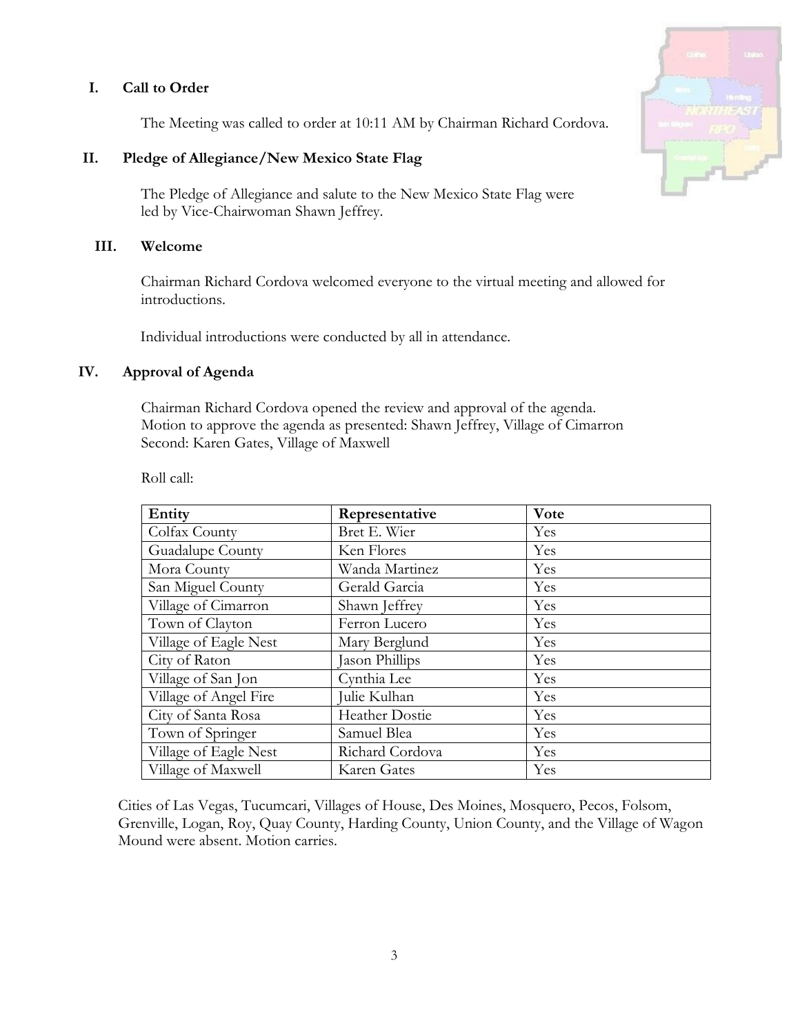## I. Call to Order

The Meeting was called to order at 10:11 AM by Chairman Richard Cordova.

## II. Pledge of Allegiance/New Mexico State Flag

The Pledge of Allegiance and salute to the New Mexico State Flag were led by Vice-Chairwoman Shawn Jeffrey.

## III. Welcome

Chairman Richard Cordova welcomed everyone to the virtual meeting and allowed for introductions.

Individual introductions were conducted by all in attendance.

## IV. Approval of Agenda

Chairman Richard Cordova opened the review and approval of the agenda.
Motion to approve the agenda as presented: Shawn Jeffrey, Village of Cimarron
Second: Karen Gates, Village of Maxwell

Roll call:

| Entity | Representative | Vote |
|---|---|---|
| Colfax County | Bret E. Wier | Yes |
| Guadalupe County | Ken Flores | Yes |
| Mora County | Wanda Martinez | Yes |
| San Miguel County | Gerald Garcia | Yes |
| Village of Cimarron | Shawn Jeffrey | Yes |
| Town of Clayton | Ferron Lucero | Yes |
| Village of Eagle Nest | Mary Berglund | Yes |
| City of Raton | Jason Phillips | Yes |
| Village of San Jon | Cynthia Lee | Yes |
| Village of Angel Fire | Julie Kulhan | Yes |
| City of Santa Rosa | Heather Dostie | Yes |
| Town of Springer | Samuel Blea | Yes |
| Village of Eagle Nest | Richard Cordova | Yes |
| Village of Maxwell | Karen Gates | Yes |

Cities of Las Vegas, Tucumcari, Villages of House, Des Moines, Mosquero, Pecos, Folsom, Grenville, Logan, Roy, Quay County, Harding County, Union County, and the Village of Wagon Mound were absent. Motion carries.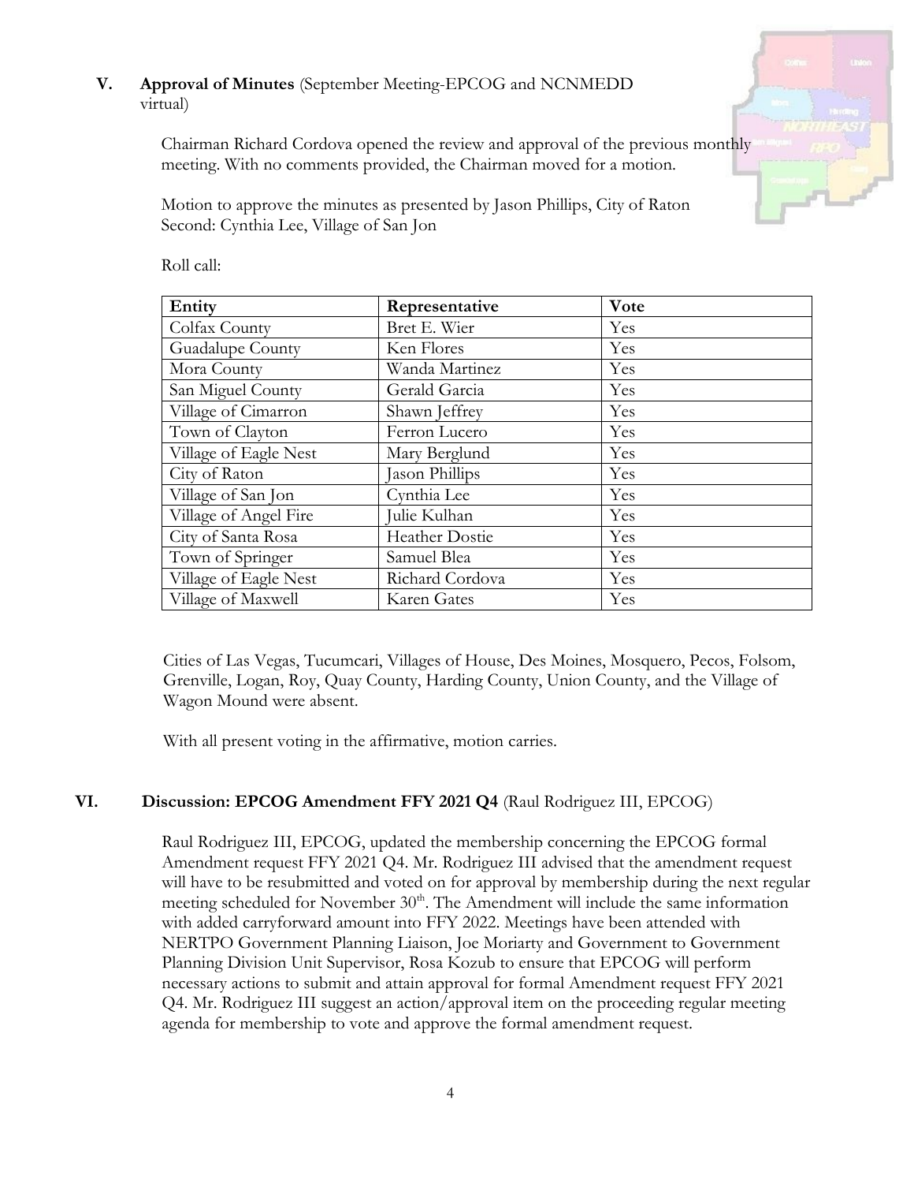## V. **Approval of Minutes** (September Meeting-EPCOG and NCNMEDD virtual)

Chairman Richard Cordova opened the review and approval of the previous monthly meeting. With no comments provided, the Chairman moved for a motion.

Motion to approve the minutes as presented by Jason Phillips, City of Raton
Second: Cynthia Lee, Village of San Jon

Roll call:

| Entity | Representative | Vote |
|---|---|---|
| Colfax County | Bret E. Wier | Yes |
| Guadalupe County | Ken Flores | Yes |
| Mora County | Wanda Martinez | Yes |
| San Miguel County | Gerald Garcia | Yes |
| Village of Cimarron | Shawn Jeffrey | Yes |
| Town of Clayton | Ferron Lucero | Yes |
| Village of Eagle Nest | Mary Berglund | Yes |
| City of Raton | Jason Phillips | Yes |
| Village of San Jon | Cynthia Lee | Yes |
| Village of Angel Fire | Julie Kulhan | Yes |
| City of Santa Rosa | Heather Dostie | Yes |
| Town of Springer | Samuel Blea | Yes |
| Village of Eagle Nest | Richard Cordova | Yes |
| Village of Maxwell | Karen Gates | Yes |

Cities of Las Vegas, Tucumcari, Villages of House, Des Moines, Mosquero, Pecos, Folsom, Grenville, Logan, Roy, Quay County, Harding County, Union County, and the Village of Wagon Mound were absent.

With all present voting in the affirmative, motion carries.

## VI. **Discussion: EPCOG Amendment FFY 2021 Q4** (Raul Rodriguez III, EPCOG)

Raul Rodriguez III, EPCOG, updated the membership concerning the EPCOG formal Amendment request FFY 2021 Q4. Mr. Rodriguez III advised that the amendment request will have to be resubmitted and voted on for approval by membership during the next regular meeting scheduled for November 30th. The Amendment will include the same information with added carryforward amount into FFY 2022. Meetings have been attended with NERTPO Government Planning Liaison, Joe Moriarty and Government to Government Planning Division Unit Supervisor, Rosa Kozub to ensure that EPCOG will perform necessary actions to submit and attain approval for formal Amendment request FFY 2021 Q4. Mr. Rodriguez III suggest an action/approval item on the proceeding regular meeting agenda for membership to vote and approve the formal amendment request.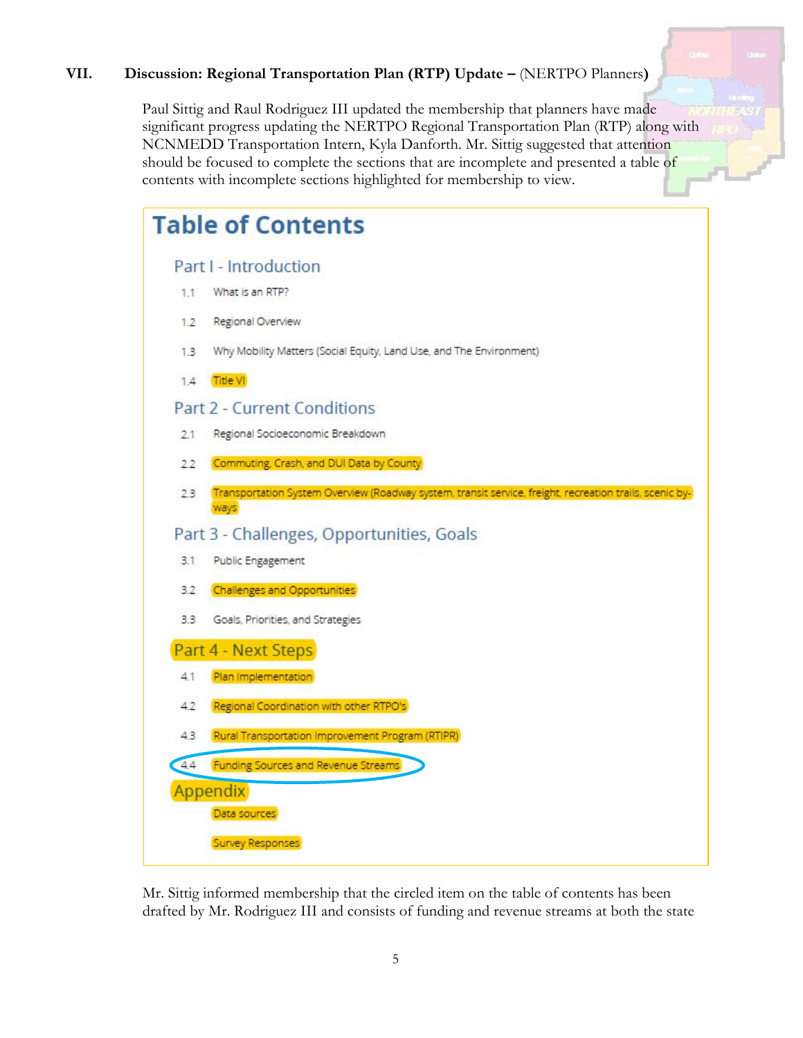## VII. Discussion: Regional Transportation Plan (RTP) Update – (NERTPO Planners)

Paul Sittig and Raul Rodriguez III updated the membership that planners have made significant progress updating the NERTPO Regional Transportation Plan (RTP) along with NCNMEDD Transportation Intern, Kyla Danforth. Mr. Sittig suggested that attention should be focused to complete the sections that are incomplete and presented a table of contents with incomplete sections highlighted for membership to view.

# Table of Contents

## Part I - Introduction

1.1 What is an RTP?

1.2 Regional Overview

1.3 Why Mobility Matters (Social Equity, Land Use, and The Environment)

1.4 Title VI

## Part 2 - Current Conditions

2.1 Regional Socioeconomic Breakdown

2.2 Commuting, Crash, and DUI Data by County

2.3 Transportation System Overview (Roadway system, transit service, freight, recreation trails, scenic by-ways

## Part 3 - Challenges, Opportunities, Goals

3.1 Public Engagement

3.2 Challenges and Opportunities

3.3 Goals, Priorities, and Strategies

## Part 4 - Next Steps

4.1 Plan Implementation

4.2 Regional Coordination with other RTPO's

4.3 Rural Transportation Improvement Program (RTIPR)

4.4 Funding Sources and Revenue Streams

## Appendix

Data sources

Survey Responses

Mr. Sittig informed membership that the circled item on the table of contents has been drafted by Mr. Rodriguez III and consists of funding and revenue streams at both the state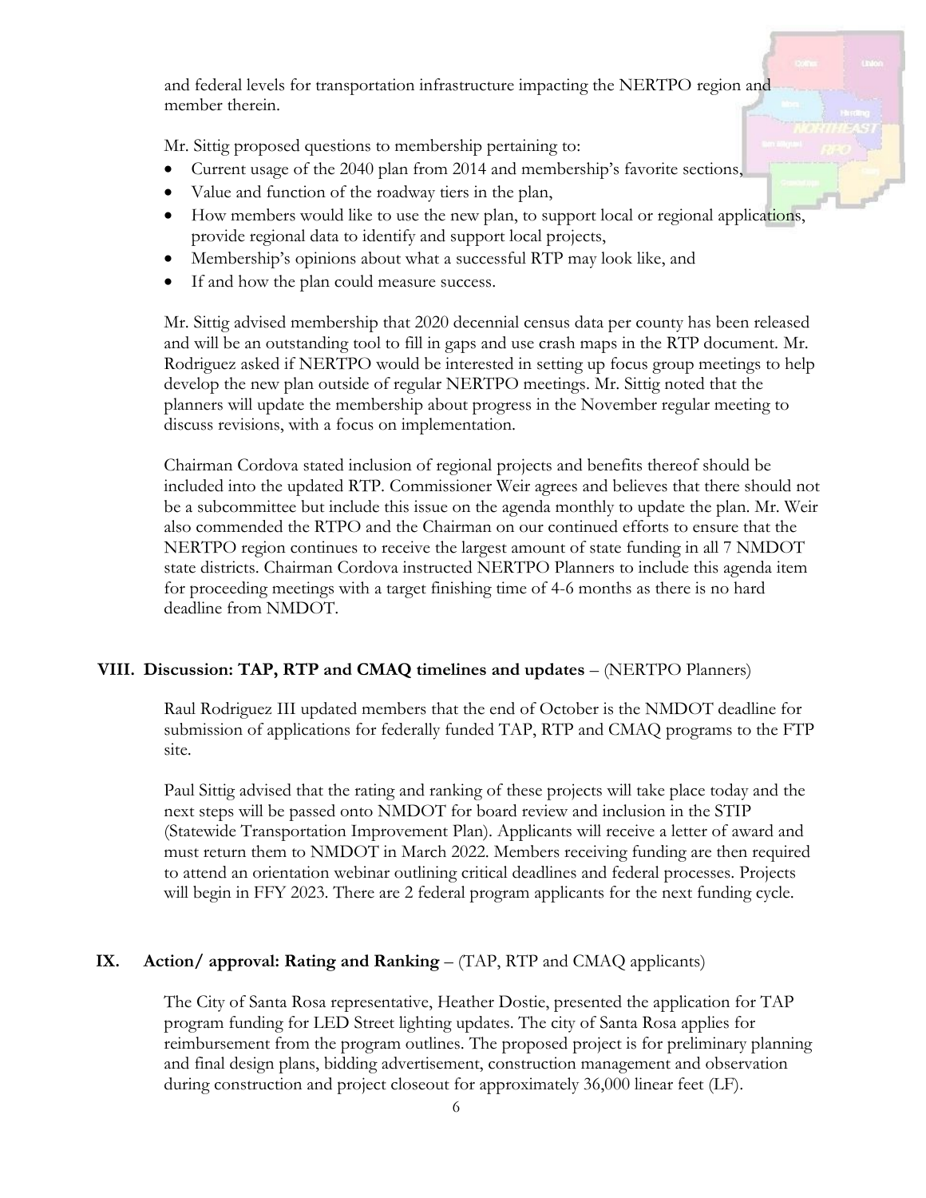and federal levels for transportation infrastructure impacting the NERTPO region and member therein.

Mr. Sittig proposed questions to membership pertaining to:

- Current usage of the 2040 plan from 2014 and membership's favorite sections,
- Value and function of the roadway tiers in the plan,
- How members would like to use the new plan, to support local or regional applications, provide regional data to identify and support local projects,
- Membership's opinions about what a successful RTP may look like, and
- If and how the plan could measure success.

Mr. Sittig advised membership that 2020 decennial census data per county has been released and will be an outstanding tool to fill in gaps and use crash maps in the RTP document. Mr. Rodriguez asked if NERTPO would be interested in setting up focus group meetings to help develop the new plan outside of regular NERTPO meetings. Mr. Sittig noted that the planners will update the membership about progress in the November regular meeting to discuss revisions, with a focus on implementation.

Chairman Cordova stated inclusion of regional projects and benefits thereof should be included into the updated RTP. Commissioner Weir agrees and believes that there should not be a subcommittee but include this issue on the agenda monthly to update the plan. Mr. Weir also commended the RTPO and the Chairman on our continued efforts to ensure that the NERTPO region continues to receive the largest amount of state funding in all 7 NMDOT state districts. Chairman Cordova instructed NERTPO Planners to include this agenda item for proceeding meetings with a target finishing time of 4-6 months as there is no hard deadline from NMDOT.

### VIII. Discussion: TAP, RTP and CMAQ timelines and updates – (NERTPO Planners)

Raul Rodriguez III updated members that the end of October is the NMDOT deadline for submission of applications for federally funded TAP, RTP and CMAQ programs to the FTP site.

Paul Sittig advised that the rating and ranking of these projects will take place today and the next steps will be passed onto NMDOT for board review and inclusion in the STIP (Statewide Transportation Improvement Plan). Applicants will receive a letter of award and must return them to NMDOT in March 2022. Members receiving funding are then required to attend an orientation webinar outlining critical deadlines and federal processes. Projects will begin in FFY 2023. There are 2 federal program applicants for the next funding cycle.

### IX. Action/ approval: Rating and Ranking – (TAP, RTP and CMAQ applicants)

The City of Santa Rosa representative, Heather Dostie, presented the application for TAP program funding for LED Street lighting updates. The city of Santa Rosa applies for reimbursement from the program outlines. The proposed project is for preliminary planning and final design plans, bidding advertisement, construction management and observation during construction and project closeout for approximately 36,000 linear feet (LF).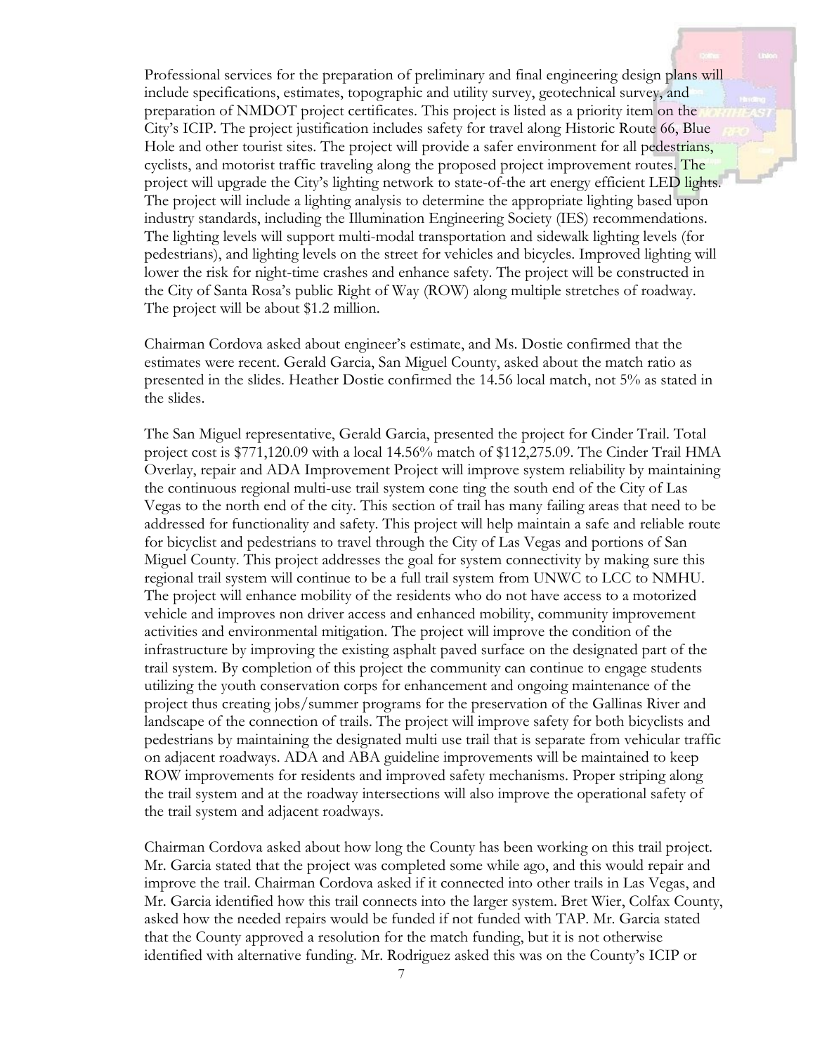Professional services for the preparation of preliminary and final engineering design plans will include specifications, estimates, topographic and utility survey, geotechnical survey, and preparation of NMDOT project certificates. This project is listed as a priority item on the City's ICIP. The project justification includes safety for travel along Historic Route 66, Blue Hole and other tourist sites. The project will provide a safer environment for all pedestrians, cyclists, and motorist traffic traveling along the proposed project improvement routes. The project will upgrade the City's lighting network to state-of-the art energy efficient LED lights. The project will include a lighting analysis to determine the appropriate lighting based upon industry standards, including the Illumination Engineering Society (IES) recommendations. The lighting levels will support multi-modal transportation and sidewalk lighting levels (for pedestrians), and lighting levels on the street for vehicles and bicycles. Improved lighting will lower the risk for night-time crashes and enhance safety. The project will be constructed in the City of Santa Rosa's public Right of Way (ROW) along multiple stretches of roadway. The project will be about $1.2 million.

Chairman Cordova asked about engineer's estimate, and Ms. Dostie confirmed that the estimates were recent. Gerald Garcia, San Miguel County, asked about the match ratio as presented in the slides. Heather Dostie confirmed the 14.56 local match, not 5% as stated in the slides.

The San Miguel representative, Gerald Garcia, presented the project for Cinder Trail. Total project cost is $771,120.09 with a local 14.56% match of $112,275.09. The Cinder Trail HMA Overlay, repair and ADA Improvement Project will improve system reliability by maintaining the continuous regional multi-use trail system cone ting the south end of the City of Las Vegas to the north end of the city. This section of trail has many failing areas that need to be addressed for functionality and safety. This project will help maintain a safe and reliable route for bicyclist and pedestrians to travel through the City of Las Vegas and portions of San Miguel County. This project addresses the goal for system connectivity by making sure this regional trail system will continue to be a full trail system from UNWC to LCC to NMHU. The project will enhance mobility of the residents who do not have access to a motorized vehicle and improves non driver access and enhanced mobility, community improvement activities and environmental mitigation. The project will improve the condition of the infrastructure by improving the existing asphalt paved surface on the designated part of the trail system. By completion of this project the community can continue to engage students utilizing the youth conservation corps for enhancement and ongoing maintenance of the project thus creating jobs/summer programs for the preservation of the Gallinas River and landscape of the connection of trails. The project will improve safety for both bicyclists and pedestrians by maintaining the designated multi use trail that is separate from vehicular traffic on adjacent roadways. ADA and ABA guideline improvements will be maintained to keep ROW improvements for residents and improved safety mechanisms. Proper striping along the trail system and at the roadway intersections will also improve the operational safety of the trail system and adjacent roadways.

Chairman Cordova asked about how long the County has been working on this trail project. Mr. Garcia stated that the project was completed some while ago, and this would repair and improve the trail. Chairman Cordova asked if it connected into other trails in Las Vegas, and Mr. Garcia identified how this trail connects into the larger system. Bret Wier, Colfax County, asked how the needed repairs would be funded if not funded with TAP. Mr. Garcia stated that the County approved a resolution for the match funding, but it is not otherwise identified with alternative funding. Mr. Rodriguez asked this was on the County's ICIP or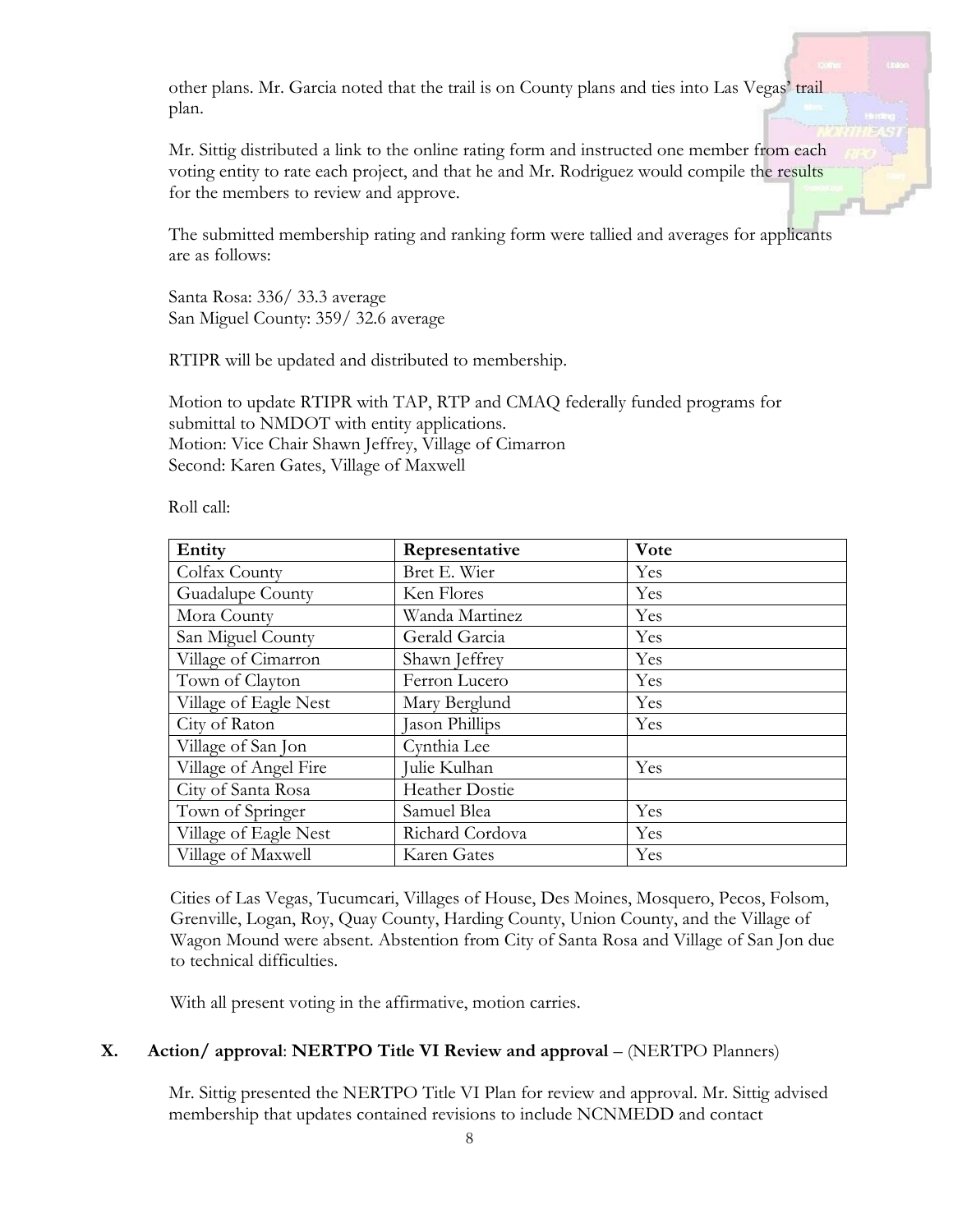other plans. Mr. Garcia noted that the trail is on County plans and ties into Las Vegas' trail plan.

Mr. Sittig distributed a link to the online rating form and instructed one member from each voting entity to rate each project, and that he and Mr. Rodriguez would compile the results for the members to review and approve.

The submitted membership rating and ranking form were tallied and averages for applicants are as follows:

Santa Rosa: 336/ 33.3 average
San Miguel County: 359/ 32.6 average

RTIPR will be updated and distributed to membership.

Motion to update RTIPR with TAP, RTP and CMAQ federally funded programs for submittal to NMDOT with entity applications.
Motion: Vice Chair Shawn Jeffrey, Village of Cimarron
Second: Karen Gates, Village of Maxwell

Roll call:

| Entity | Representative | Vote |
|---|---|---|
| Colfax County | Bret E. Wier | Yes |
| Guadalupe County | Ken Flores | Yes |
| Mora County | Wanda Martinez | Yes |
| San Miguel County | Gerald Garcia | Yes |
| Village of Cimarron | Shawn Jeffrey | Yes |
| Town of Clayton | Ferron Lucero | Yes |
| Village of Eagle Nest | Mary Berglund | Yes |
| City of Raton | Jason Phillips | Yes |
| Village of San Jon | Cynthia Lee | |
| Village of Angel Fire | Julie Kulhan | Yes |
| City of Santa Rosa | Heather Dostie | |
| Town of Springer | Samuel Blea | Yes |
| Village of Eagle Nest | Richard Cordova | Yes |
| Village of Maxwell | Karen Gates | Yes |

Cities of Las Vegas, Tucumcari, Villages of House, Des Moines, Mosquero, Pecos, Folsom, Grenville, Logan, Roy, Quay County, Harding County, Union County, and the Village of Wagon Mound were absent. Abstention from City of Santa Rosa and Village of San Jon due to technical difficulties.

With all present voting in the affirmative, motion carries.

## X. Action/ approval: **NERTPO Title VI Review and approval** – (NERTPO Planners)

Mr. Sittig presented the NERTPO Title VI Plan for review and approval. Mr. Sittig advised membership that updates contained revisions to include NCNMEDD and contact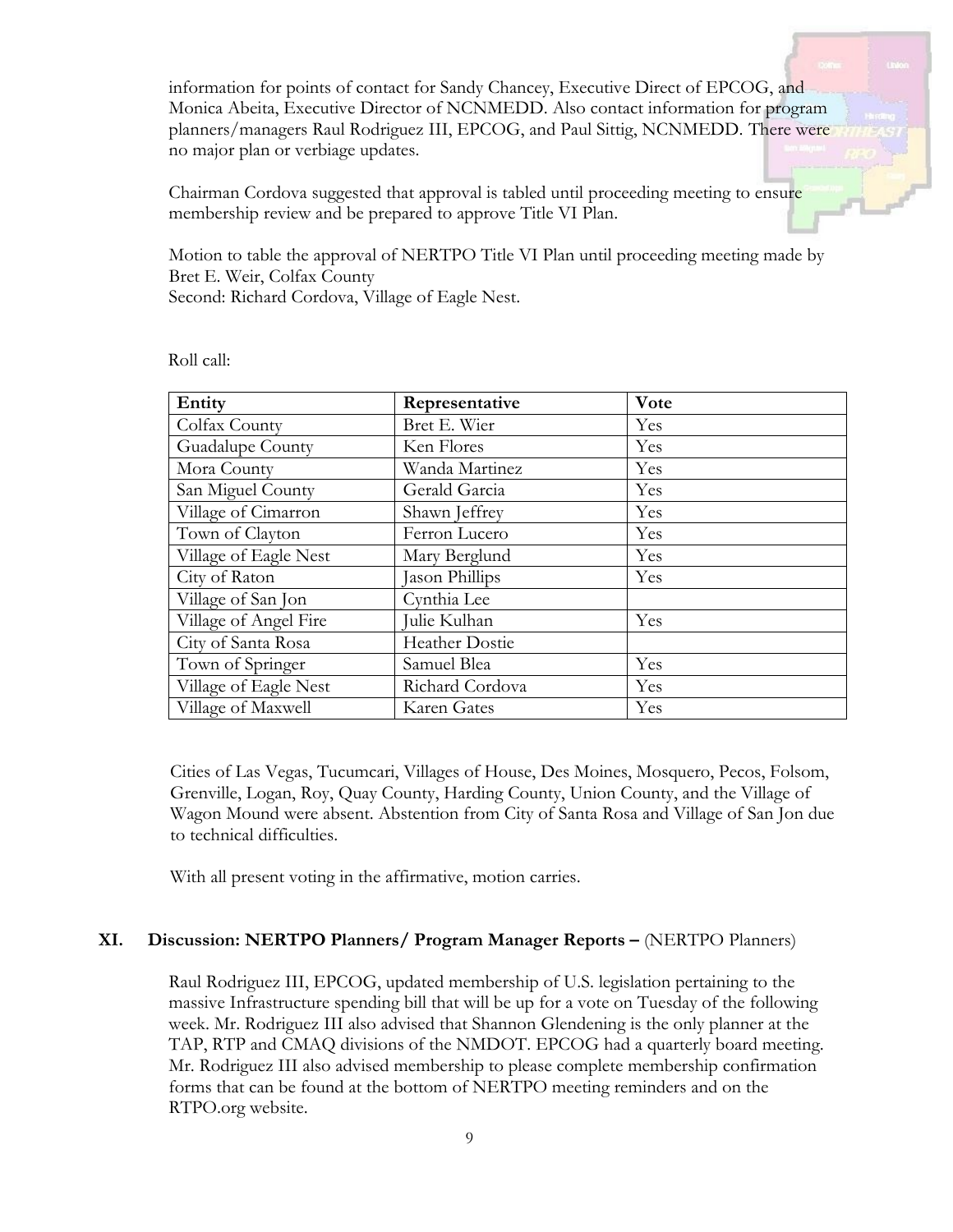information for points of contact for Sandy Chancey, Executive Direct of EPCOG, and Monica Abeita, Executive Director of NCNMEDD. Also contact information for program planners/managers Raul Rodriguez III, EPCOG, and Paul Sittig, NCNMEDD. There were no major plan or verbiage updates.

Chairman Cordova suggested that approval is tabled until proceeding meeting to ensure membership review and be prepared to approve Title VI Plan.

Motion to table the approval of NERTPO Title VI Plan until proceeding meeting made by Bret E. Weir, Colfax County
Second: Richard Cordova, Village of Eagle Nest.

Roll call:

| Entity | Representative | Vote |
|---|---|---|
| Colfax County | Bret E. Wier | Yes |
| Guadalupe County | Ken Flores | Yes |
| Mora County | Wanda Martinez | Yes |
| San Miguel County | Gerald Garcia | Yes |
| Village of Cimarron | Shawn Jeffrey | Yes |
| Town of Clayton | Ferron Lucero | Yes |
| Village of Eagle Nest | Mary Berglund | Yes |
| City of Raton | Jason Phillips | Yes |
| Village of San Jon | Cynthia Lee | |
| Village of Angel Fire | Julie Kulhan | Yes |
| City of Santa Rosa | Heather Dostie | |
| Town of Springer | Samuel Blea | Yes |
| Village of Eagle Nest | Richard Cordova | Yes |
| Village of Maxwell | Karen Gates | Yes |

Cities of Las Vegas, Tucumcari, Villages of House, Des Moines, Mosquero, Pecos, Folsom, Grenville, Logan, Roy, Quay County, Harding County, Union County, and the Village of Wagon Mound were absent. Abstention from City of Santa Rosa and Village of San Jon due to technical difficulties.

With all present voting in the affirmative, motion carries.

## XI. Discussion: NERTPO Planners/ Program Manager Reports – (NERTPO Planners)

Raul Rodriguez III, EPCOG, updated membership of U.S. legislation pertaining to the massive Infrastructure spending bill that will be up for a vote on Tuesday of the following week. Mr. Rodriguez III also advised that Shannon Glendening is the only planner at the TAP, RTP and CMAQ divisions of the NMDOT. EPCOG had a quarterly board meeting. Mr. Rodriguez III also advised membership to please complete membership confirmation forms that can be found at the bottom of NERTPO meeting reminders and on the RTPO.org website.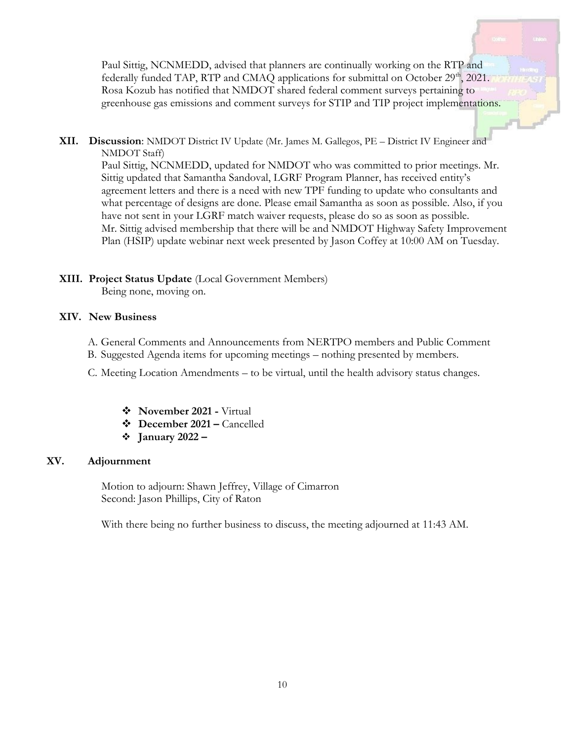Paul Sittig, NCNMEDD, advised that planners are continually working on the RTP and federally funded TAP, RTP and CMAQ applications for submittal on October 29th, 2021. Rosa Kozub has notified that NMDOT shared federal comment surveys pertaining to greenhouse gas emissions and comment surveys for STIP and TIP project implementations.

**XII. Discussion**: NMDOT District IV Update (Mr. James M. Gallegos, PE – District IV Engineer and NMDOT Staff)

Paul Sittig, NCNMEDD, updated for NMDOT who was committed to prior meetings. Mr. Sittig updated that Samantha Sandoval, LGRF Program Planner, has received entity's agreement letters and there is a need with new TPF funding to update who consultants and what percentage of designs are done. Please email Samantha as soon as possible. Also, if you have not sent in your LGRF match waiver requests, please do so as soon as possible. Mr. Sittig advised membership that there will be and NMDOT Highway Safety Improvement Plan (HSIP) update webinar next week presented by Jason Coffey at 10:00 AM on Tuesday.

**XIII. Project Status Update** (Local Government Members)

Being none, moving on.

**XIV. New Business**

A. General Comments and Announcements from NERTPO members and Public Comment

B. Suggested Agenda items for upcoming meetings – nothing presented by members.

C. Meeting Location Amendments – to be virtual, until the health advisory status changes.

- **November 2021 -** Virtual
- **December 2021 –** Cancelled
- **January 2022 –**

**XV. Adjournment**

Motion to adjourn: Shawn Jeffrey, Village of Cimarron
Second: Jason Phillips, City of Raton

With there being no further business to discuss, the meeting adjourned at 11:43 AM.